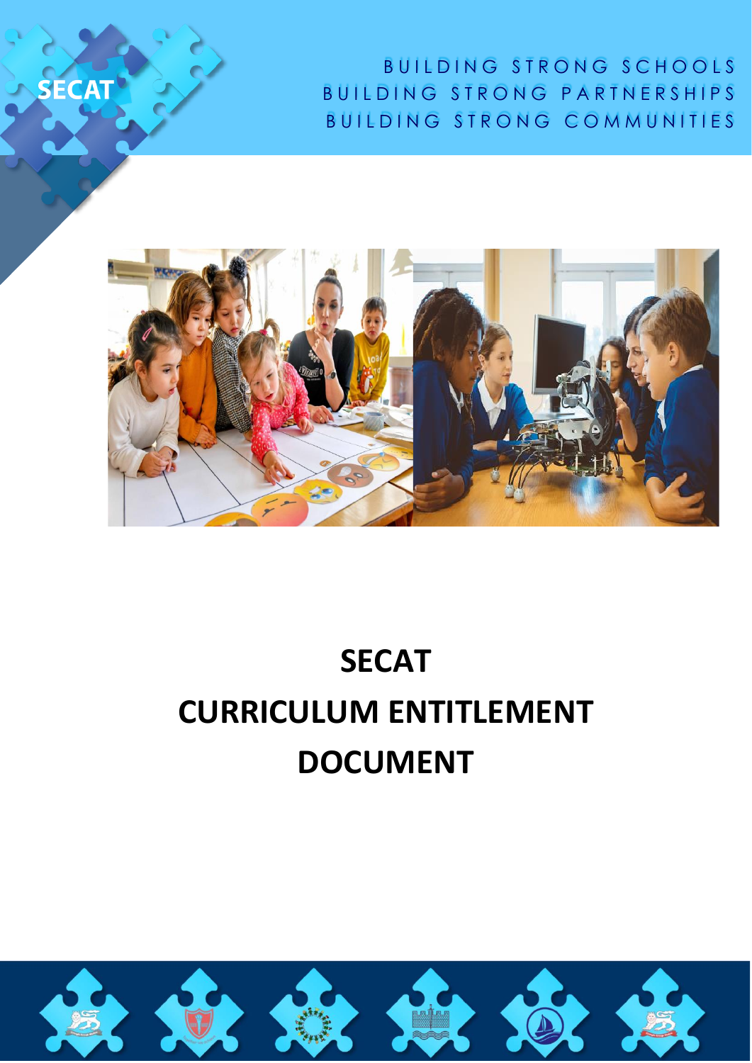SECAT

BUILDING STRONG SCHOOLS
BUILDING STRONG PARTNERSHIPS
BUILDING STRONG COMMUNITIES

# SECAT
# CURRICULUM ENTITLEMENT
# DOCUMENT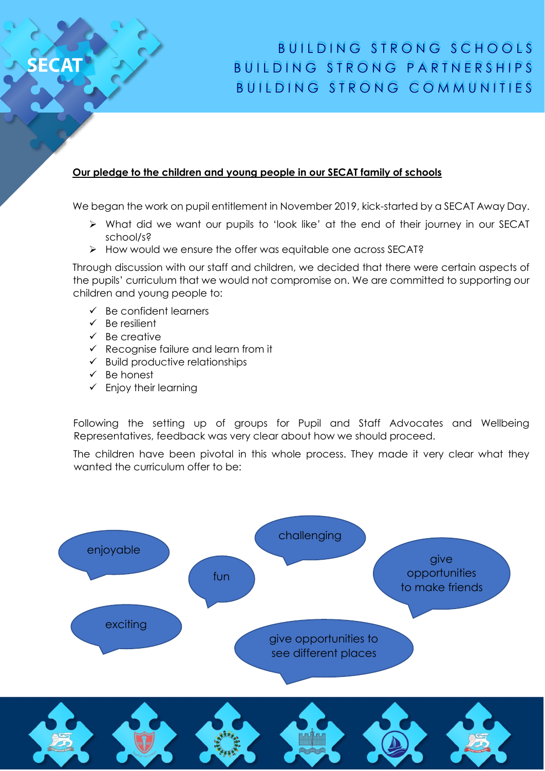BUILDING STRONG SCHOOLS
BUILDING STRONG PARTNERSHIPS
BUILDING STRONG COMMUNITIES

**Our pledge to the children and young people in our SECAT family of schools**

We began the work on pupil entitlement in November 2019, kick-started by a SECAT Away Day.

- What did we want our pupils to 'look like' at the end of their journey in our SECAT school/s?
- How would we ensure the offer was equitable one across SECAT?

Through discussion with our staff and children, we decided that there were certain aspects of the pupils' curriculum that we would not compromise on. We are committed to supporting our children and young people to:

- ✓ Be confident learners
- ✓ Be resilient
- ✓ Be creative
- ✓ Recognise failure and learn from it
- ✓ Build productive relationships
- ✓ Be honest
- ✓ Enjoy their learning

Following the setting up of groups for Pupil and Staff Advocates and Wellbeing Representatives, feedback was very clear about how we should proceed.

The children have been pivotal in this whole process. They made it very clear what they wanted the curriculum offer to be:

- enjoyable
- fun
- challenging
- give opportunities to make friends
- exciting
- give opportunities to see different places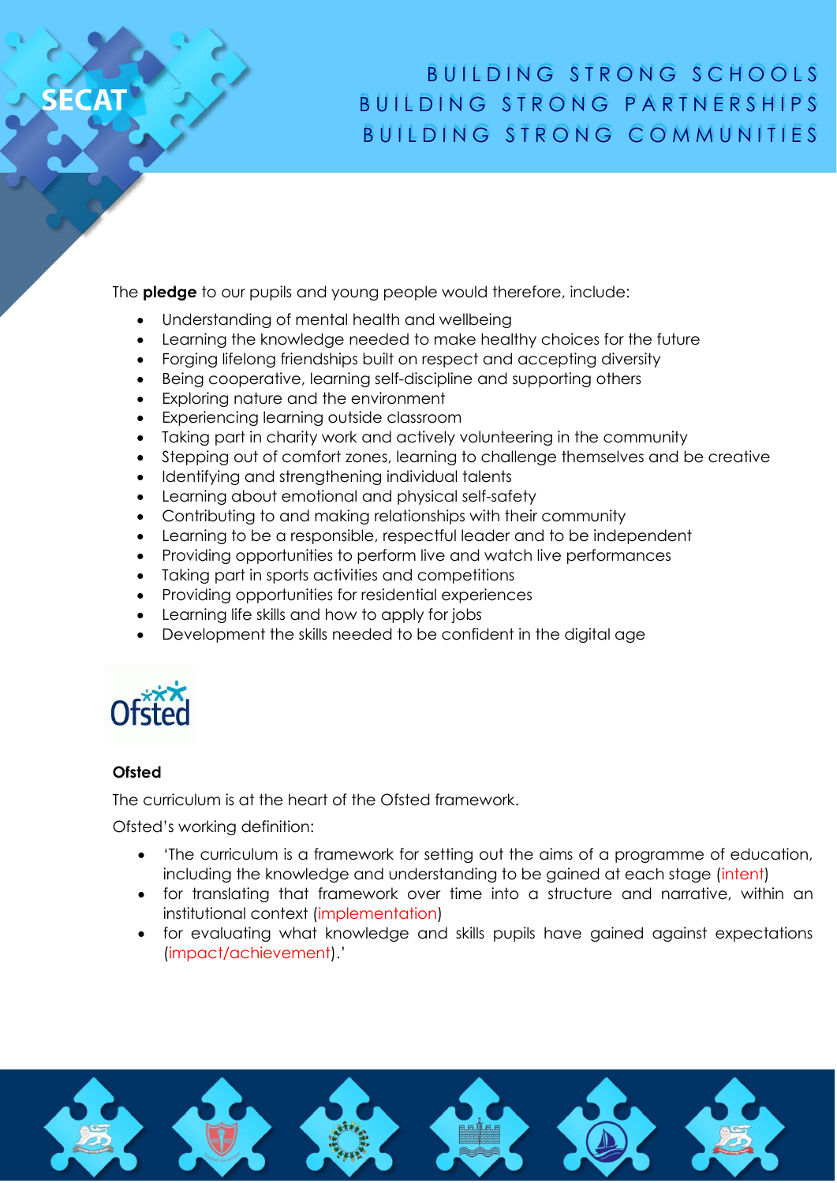The **pledge** to our pupils and young people would therefore, include:

- Understanding of mental health and wellbeing
- Learning the knowledge needed to make healthy choices for the future
- Forging lifelong friendships built on respect and accepting diversity
- Being cooperative, learning self-discipline and supporting others
- Exploring nature and the environment
- Experiencing learning outside classroom
- Taking part in charity work and actively volunteering in the community
- Stepping out of comfort zones, learning to challenge themselves and be creative
- Identifying and strengthening individual talents
- Learning about emotional and physical self-safety
- Contributing to and making relationships with their community
- Learning to be a responsible, respectful leader and to be independent
- Providing opportunities to perform live and watch live performances
- Taking part in sports activities and competitions
- Providing opportunities for residential experiences
- Learning life skills and how to apply for jobs
- Development the skills needed to be confident in the digital age

**Ofsted**

The curriculum is at the heart of the Ofsted framework.

Ofsted's working definition:

- 'The curriculum is a framework for setting out the aims of a programme of education, including the knowledge and understanding to be gained at each stage (intent)
- for translating that framework over time into a structure and narrative, within an institutional context (implementation)
- for evaluating what knowledge and skills pupils have gained against expectations (impact/achievement).'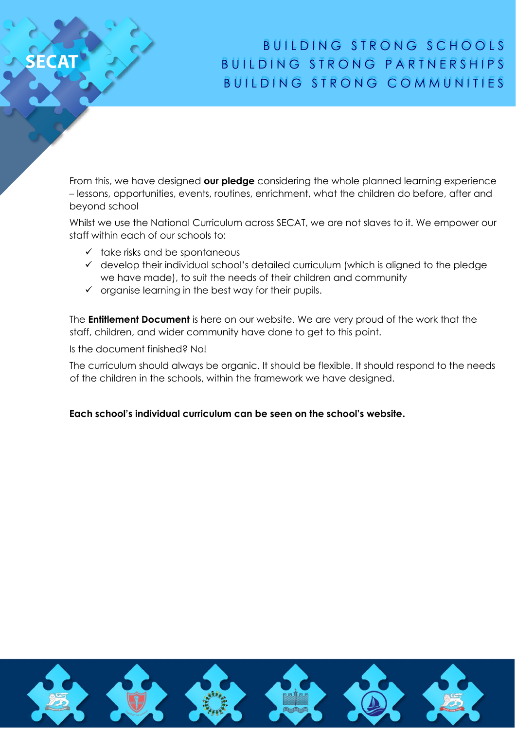From this, we have designed **our pledge** considering the whole planned learning experience – lessons, opportunities, events, routines, enrichment, what the children do before, after and beyond school

Whilst we use the National Curriculum across SECAT, we are not slaves to it. We empower our staff within each of our schools to:

- ✓ take risks and be spontaneous
- ✓ develop their individual school's detailed curriculum (which is aligned to the pledge we have made), to suit the needs of their children and community
- ✓ organise learning in the best way for their pupils.

The **Entitlement Document** is here on our website. We are very proud of the work that the staff, children, and wider community have done to get to this point.

Is the document finished? No!

The curriculum should always be organic. It should be flexible. It should respond to the needs of the children in the schools, within the framework we have designed.

**Each school's individual curriculum can be seen on the school's website.**